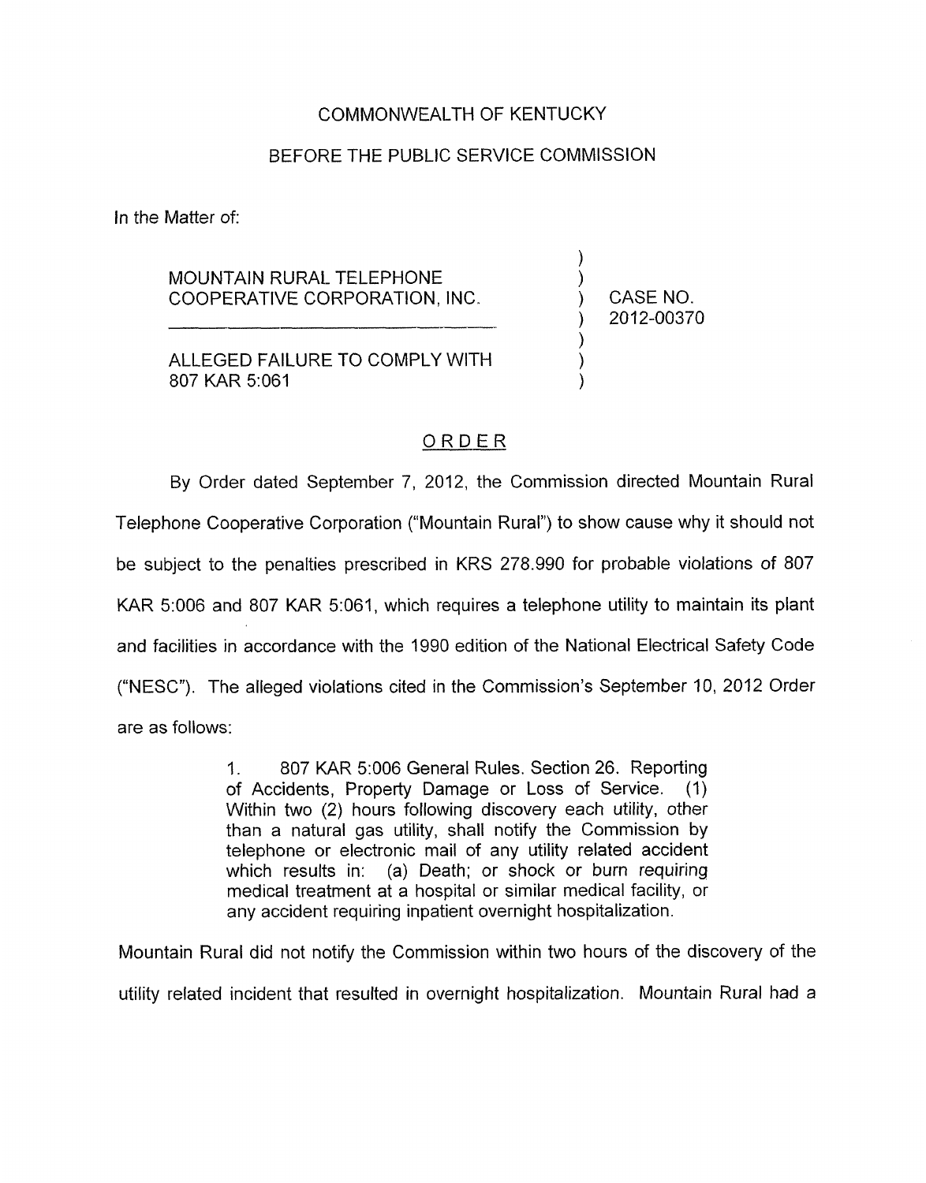COMMONWEALTH OF KENTUCKY

BEFORE THE PUBLIC SERVICE COMMISSION

In the Matter of:

MOUNTAIN RURAL TELEPHONE COOPERATIVE CORPORATION, INC.

ALLEGED FAILURE TO COMPLY WITH 807 KAR 5:061

CASE NO. 2012-00370

## ORDER

By Order dated September 7, 2012, the Commission directed Mountain Rural Telephone Cooperative Corporation ("Mountain Rural") to show cause why it should not be subject to the penalties prescribed in KRS 278.990 for probable violations of 807 KAR 5:006 and 807 KAR 5:061, which requires a telephone utility to maintain its plant and facilities in accordance with the 1990 edition of the National Electrical Safety Code ("NESC"). The alleged violations cited in the Commission's September 10, 2012 Order are as follows:

> 1. 807 KAR 5:006 General Rules. Section 26. Reporting of Accidents, Property Damage or Loss of Service. (1) Within two (2) hours following discovery each utility, other than a natural gas utility, shall notify the Commission by telephone or electronic mail of any utility related accident which results in: (a) Death; or shock or burn requiring medical treatment at a hospital or similar medical facility, or any accident requiring inpatient overnight hospitalization.

Mountain Rural did not notify the Commission within two hours of the discovery of the utility related incident that resulted in overnight hospitalization. Mountain Rural had a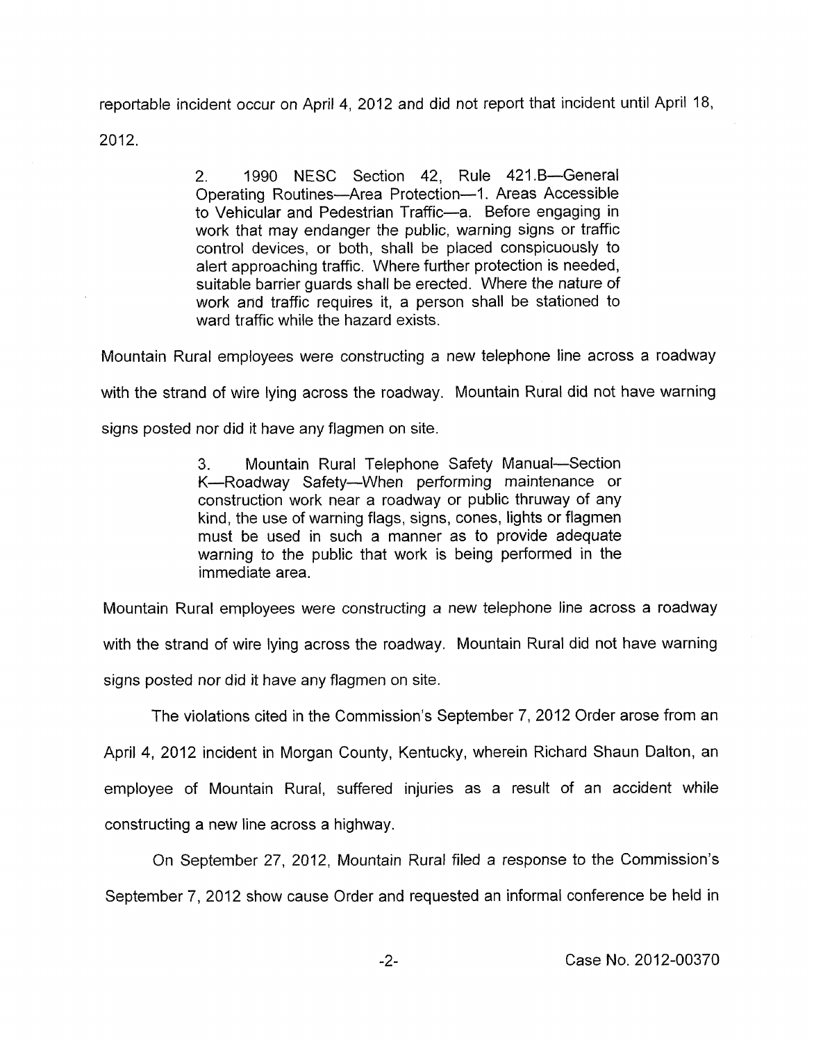reportable incident occur on April 4, 2012 and did not report that incident until April 18, 2012.

> 2. 1990 NESC Section 42, Rule 421.B—General Operating Routines—Area Protection—1. Areas Accessible to Vehicular and Pedestrian Traffic—a. Before engaging in work that may endanger the public, warning signs or traffic control devices, or both, shall be placed conspicuously to alert approaching traffic. Where further protection is needed, suitable barrier guards shall be erected. Where the nature of work and traffic requires it, a person shall be stationed to ward traffic while the hazard exists.

Mountain Rural employees were constructing a new telephone line across a roadway with the strand of wire lying across the roadway. Mountain Rural did not have warning signs posted nor did it have any flagmen on site.

> 3. Mountain Rural Telephone Safety Manual—Section K—Roadway Safety—When performing maintenance or construction work near a roadway or public thruway of any kind, the use of warning flags, signs, cones, lights or flagmen must be used in such a manner as to provide adequate warning to the public that work is being performed in the immediate area.

Mountain Rural employees were constructing a new telephone line across a roadway with the strand of wire lying across the roadway. Mountain Rural did not have warning signs posted nor did it have any flagmen on site.

The violations cited in the Commission's September 7, 2012 Order arose from an April 4, 2012 incident in Morgan County, Kentucky, wherein Richard Shaun Dalton, an employee of Mountain Rural, suffered injuries as a result of an accident while constructing a new line across a highway.

On September 27, 2012, Mountain Rural filed a response to the Commission's September 7, 2012 show cause Order and requested an informal conference be held in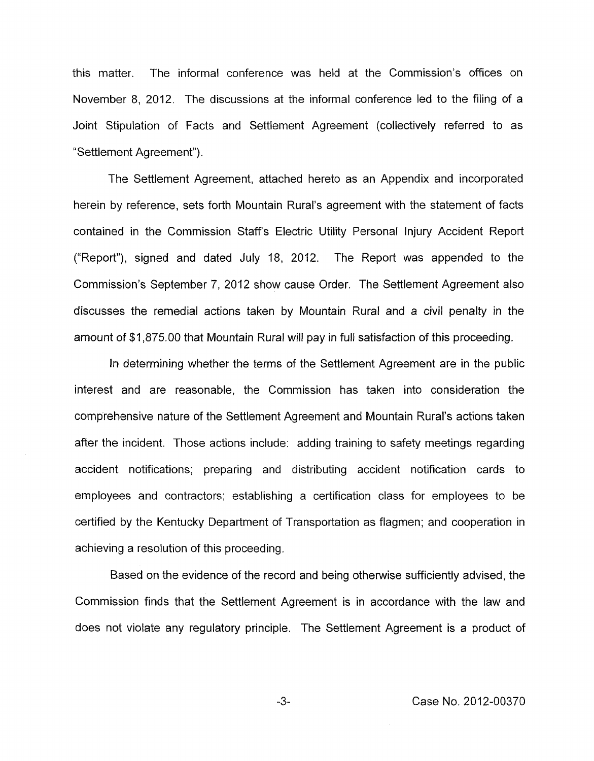this matter. The informal conference was held at the Commission's offices on November 8, 2012. The discussions at the informal conference led to the filing of a Joint Stipulation of Facts and Settlement Agreement (collectively referred to as "Settlement Agreement").

The Settlement Agreement, attached hereto as an Appendix and incorporated herein by reference, sets forth Mountain Rural's agreement with the statement of facts contained in the Commission Staff's Electric Utility Personal Injury Accident Report ("Report"), signed and dated July 18, 2012. The Report was appended to the Commission's September 7, 2012 show cause Order. The Settlement Agreement also discusses the remedial actions taken by Mountain Rural and a civil penalty in the amount of $1,875.00 that Mountain Rural will pay in full satisfaction of this proceeding.

In determining whether the terms of the Settlement Agreement are in the public interest and are reasonable, the Commission has taken into consideration the comprehensive nature of the Settlement Agreement and Mountain Rural's actions taken after the incident. Those actions include: adding training to safety meetings regarding accident notifications; preparing and distributing accident notification cards to employees and contractors; establishing a certification class for employees to be certified by the Kentucky Department of Transportation as flagmen; and cooperation in achieving a resolution of this proceeding.

Based on the evidence of the record and being otherwise sufficiently advised, the Commission finds that the Settlement Agreement is in accordance with the law and does not violate any regulatory principle. The Settlement Agreement is a product of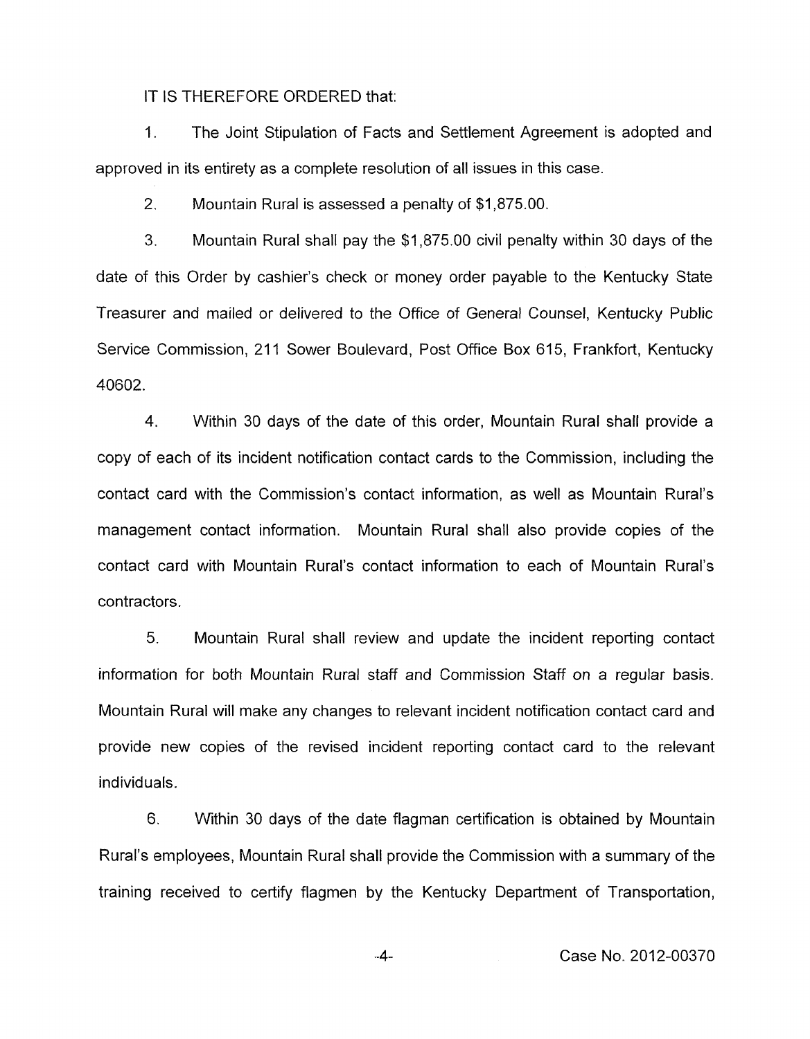IT IS THEREFORE ORDERED that:

1. The Joint Stipulation of Facts and Settlement Agreement is adopted and approved in its entirety as a complete resolution of all issues in this case.

2. Mountain Rural is assessed a penalty of $1,875.00.

3. Mountain Rural shall pay the $1,875.00 civil penalty within 30 days of the date of this Order by cashier's check or money order payable to the Kentucky State Treasurer and mailed or delivered to the Office of General Counsel, Kentucky Public Service Commission, 211 Sower Boulevard, Post Office Box 615, Frankfort, Kentucky 40602.

4. Within 30 days of the date of this order, Mountain Rural shall provide a copy of each of its incident notification contact cards to the Commission, including the contact card with the Commission's contact information, as well as Mountain Rural's management contact information. Mountain Rural shall also provide copies of the contact card with Mountain Rural's contact information to each of Mountain Rural's contractors.

5. Mountain Rural shall review and update the incident reporting contact information for both Mountain Rural staff and Commission Staff on a regular basis. Mountain Rural will make any changes to relevant incident notification contact card and provide new copies of the revised incident reporting contact card to the relevant individuals.

6. Within 30 days of the date flagman certification is obtained by Mountain Rural's employees, Mountain Rural shall provide the Commission with a summary of the training received to certify flagmen by the Kentucky Department of Transportation,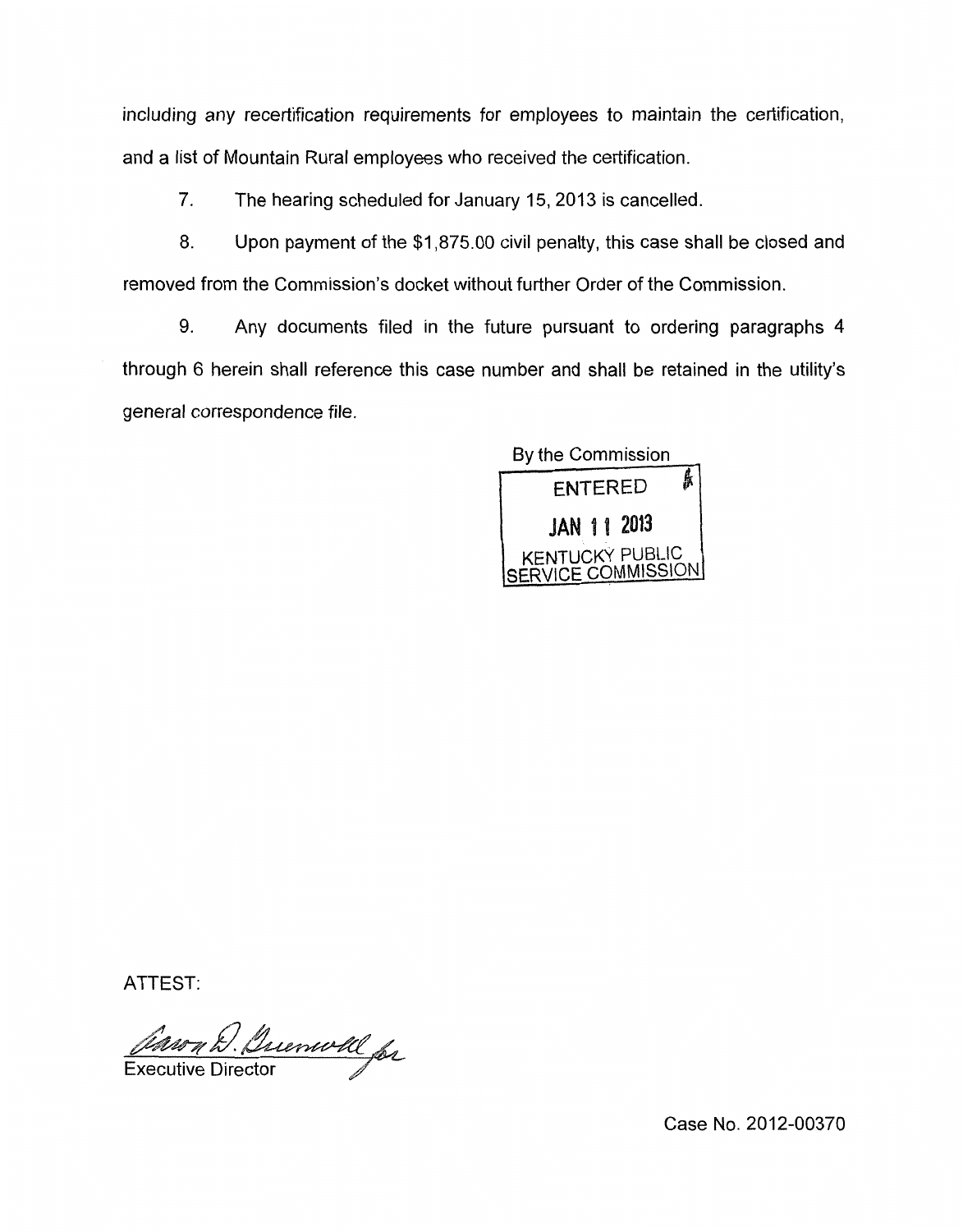including any recertification requirements for employees to maintain the certification, and a list of Mountain Rural employees who received the certification.

7. The hearing scheduled for January 15, 2013 is cancelled.

8. Upon payment of the $1,875.00 civil penalty, this case shall be closed and removed from the Commission's docket without further Order of the Commission.

9. Any documents filed in the future pursuant to ordering paragraphs 4 through 6 herein shall reference this case number and shall be retained in the utility's general correspondence file.

By the Commission

ENTERED

JAN 11 2013

KENTUCKY PUBLIC SERVICE COMMISSION

ATTEST:

Executive Director

Case No. 2012-00370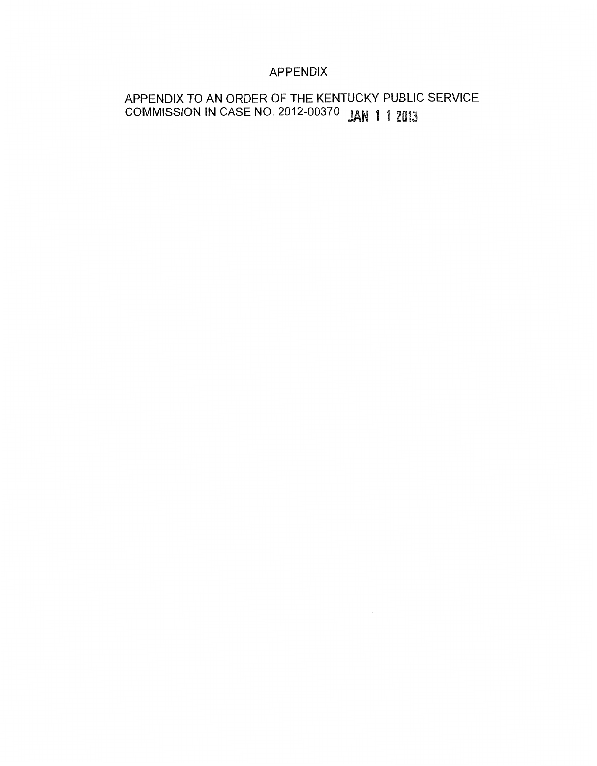# APPENDIX

APPENDIX TO AN ORDER OF THE KENTUCKY PUBLIC SERVICE COMMISSION IN CASE NO. 2012-00370 **JAN 1 1 2013**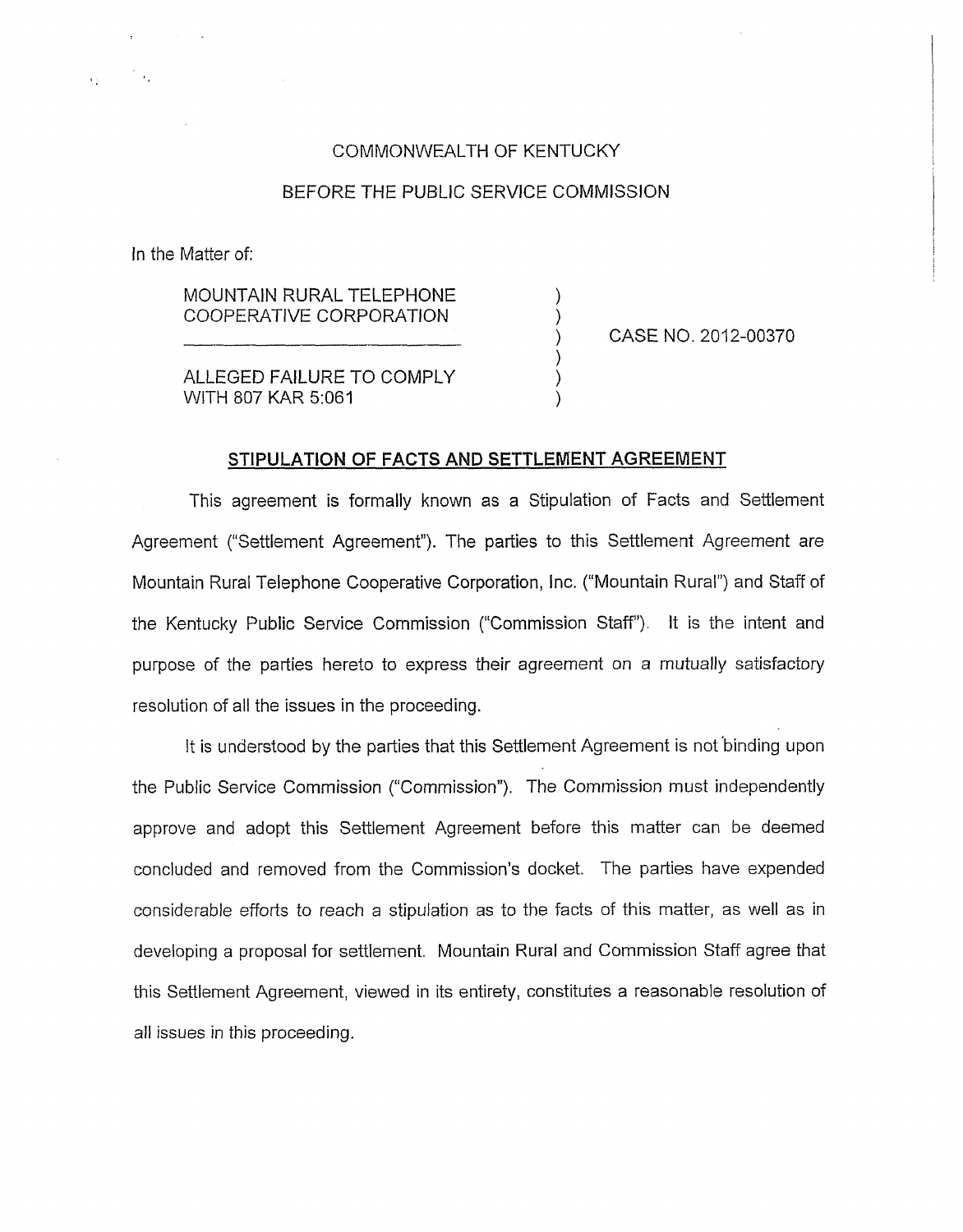COMMONWEALTH OF KENTUCKY

BEFORE THE PUBLIC SERVICE COMMISSION

In the Matter of:

| | | |
|---|---|---|
| MOUNTAIN RURAL TELEPHONE COOPERATIVE CORPORATION | ) | |
| ______________________________ | ) | CASE NO. 2012-00370 |
| ALLEGED FAILURE TO COMPLY WITH 807 KAR 5:061 | ) | |

**STIPULATION OF FACTS AND SETTLEMENT AGREEMENT**

This agreement is formally known as a Stipulation of Facts and Settlement Agreement ("Settlement Agreement"). The parties to this Settlement Agreement are Mountain Rural Telephone Cooperative Corporation, Inc. ("Mountain Rural") and Staff of the Kentucky Public Service Commission ("Commission Staff"). It is the intent and purpose of the parties hereto to express their agreement on a mutually satisfactory resolution of all the issues in the proceeding.

It is understood by the parties that this Settlement Agreement is not binding upon the Public Service Commission ("Commission"). The Commission must independently approve and adopt this Settlement Agreement before this matter can be deemed concluded and removed from the Commission's docket. The parties have expended considerable efforts to reach a stipulation as to the facts of this matter, as well as in developing a proposal for settlement. Mountain Rural and Commission Staff agree that this Settlement Agreement, viewed in its entirety, constitutes a reasonable resolution of all issues in this proceeding.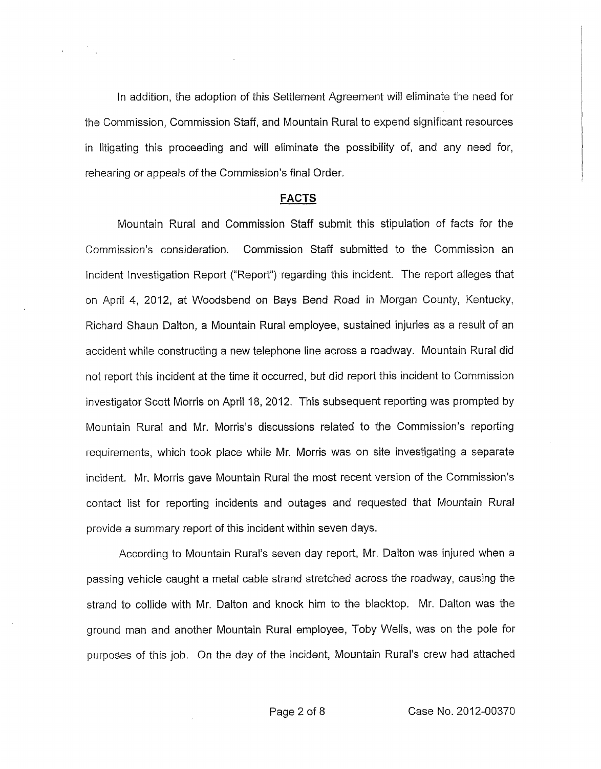In addition, the adoption of this Settlement Agreement will eliminate the need for the Commission, Commission Staff, and Mountain Rural to expend significant resources in litigating this proceeding and will eliminate the possibility of, and any need for, rehearing or appeals of the Commission's final Order.

## FACTS

Mountain Rural and Commission Staff submit this stipulation of facts for the Commission's consideration. Commission Staff submitted to the Commission an Incident Investigation Report ("Report") regarding this incident. The report alleges that on April 4, 2012, at Woodsbend on Bays Bend Road in Morgan County, Kentucky, Richard Shaun Dalton, a Mountain Rural employee, sustained injuries as a result of an accident while constructing a new telephone line across a roadway. Mountain Rural did not report this incident at the time it occurred, but did report this incident to Commission investigator Scott Morris on April 18, 2012. This subsequent reporting was prompted by Mountain Rural and Mr. Morris's discussions related to the Commission's reporting requirements, which took place while Mr. Morris was on site investigating a separate incident. Mr. Morris gave Mountain Rural the most recent version of the Commission's contact list for reporting incidents and outages and requested that Mountain Rural provide a summary report of this incident within seven days.

According to Mountain Rural's seven day report, Mr. Dalton was injured when a passing vehicle caught a metal cable strand stretched across the roadway, causing the strand to collide with Mr. Dalton and knock him to the blacktop. Mr. Dalton was the ground man and another Mountain Rural employee, Toby Wells, was on the pole for purposes of this job. On the day of the incident, Mountain Rural's crew had attached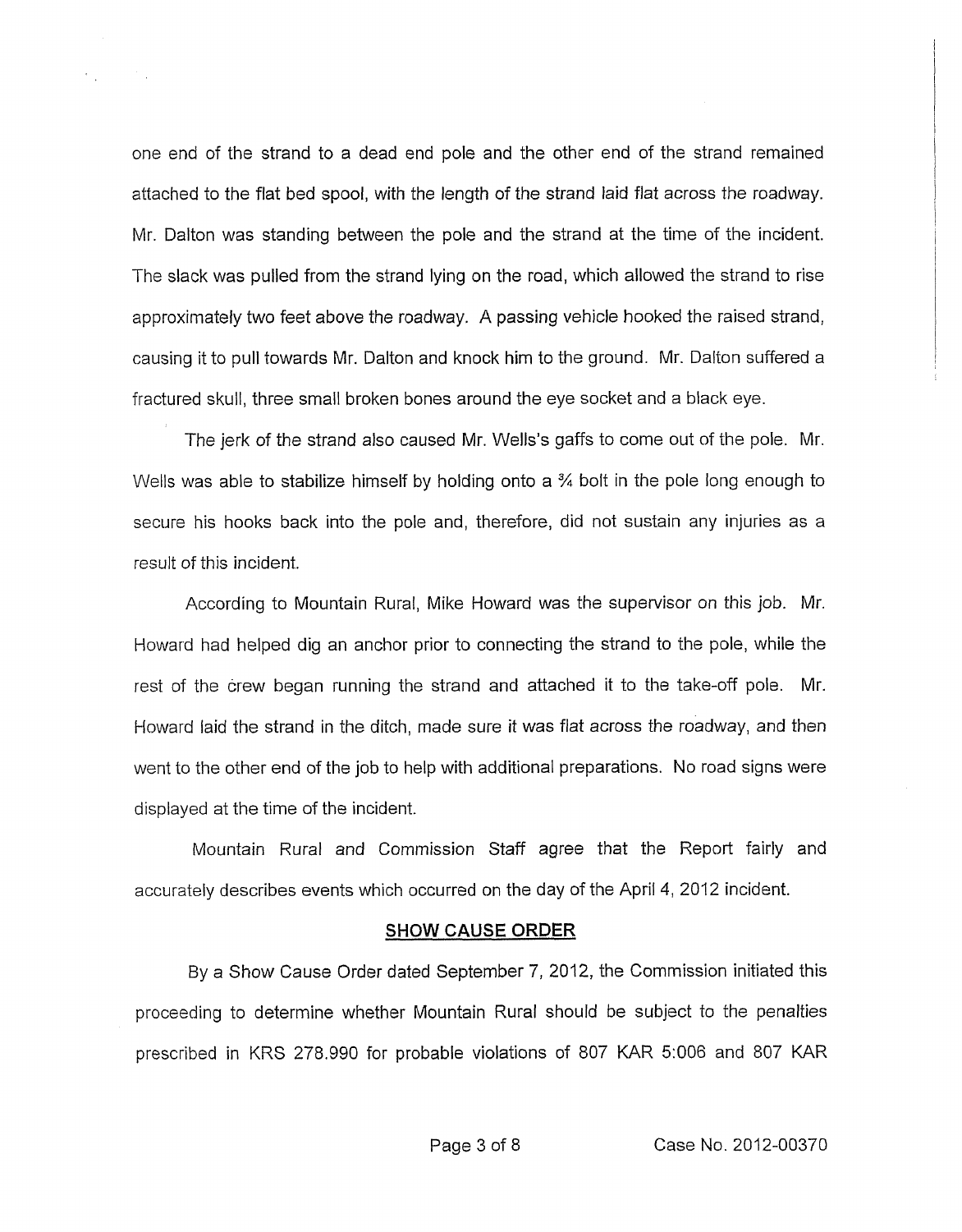one end of the strand to a dead end pole and the other end of the strand remained attached to the flat bed spool, with the length of the strand laid flat across the roadway. Mr. Dalton was standing between the pole and the strand at the time of the incident. The slack was pulled from the strand lying on the road, which allowed the strand to rise approximately two feet above the roadway. A passing vehicle hooked the raised strand, causing it to pull towards Mr. Dalton and knock him to the ground. Mr. Dalton suffered a fractured skull, three small broken bones around the eye socket and a black eye.

The jerk of the strand also caused Mr. Wells's gaffs to come out of the pole. Mr. Wells was able to stabilize himself by holding onto a ¾ bolt in the pole long enough to secure his hooks back into the pole and, therefore, did not sustain any injuries as a result of this incident.

According to Mountain Rural, Mike Howard was the supervisor on this job. Mr. Howard had helped dig an anchor prior to connecting the strand to the pole, while the rest of the crew began running the strand and attached it to the take-off pole. Mr. Howard laid the strand in the ditch, made sure it was flat across the roadway, and then went to the other end of the job to help with additional preparations. No road signs were displayed at the time of the incident.

Mountain Rural and Commission Staff agree that the Report fairly and accurately describes events which occurred on the day of the April 4, 2012 incident.

## SHOW CAUSE ORDER

By a Show Cause Order dated September 7, 2012, the Commission initiated this proceeding to determine whether Mountain Rural should be subject to the penalties prescribed in KRS 278.990 for probable violations of 807 KAR 5:006 and 807 KAR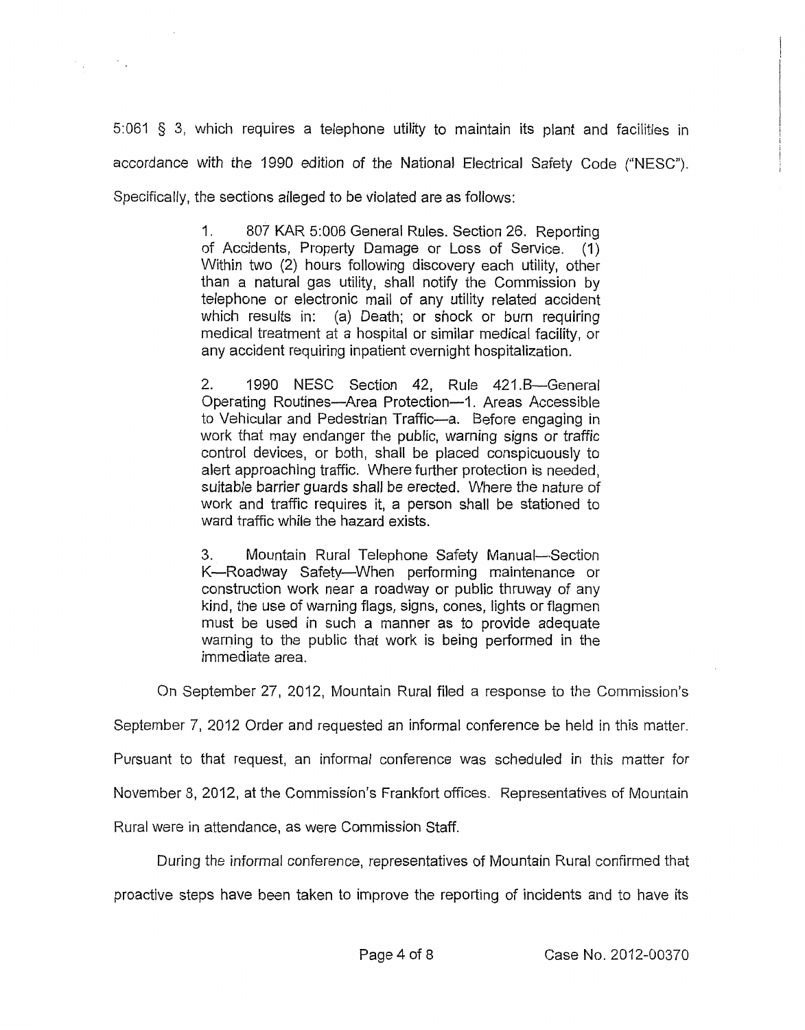5:061 § 3, which requires a telephone utility to maintain its plant and facilities in accordance with the 1990 edition of the National Electrical Safety Code ("NESC"). Specifically, the sections alleged to be violated are as follows:

> 1. 807 KAR 5:006 General Rules. Section 26. Reporting of Accidents, Property Damage or Loss of Service. (1) Within two (2) hours following discovery each utility, other than a natural gas utility, shall notify the Commission by telephone or electronic mail of any utility related accident which results in: (a) Death; or shock or burn requiring medical treatment at a hospital or similar medical facility, or any accident requiring inpatient overnight hospitalization.
>
> 2. 1990 NESC Section 42, Rule 421.B—General Operating Routines—Area Protection—1. Areas Accessible to Vehicular and Pedestrian Traffic—a. Before engaging in work that may endanger the public, warning signs or traffic control devices, or both, shall be placed conspicuously to alert approaching traffic. Where further protection is needed, suitable barrier guards shall be erected. Where the nature of work and traffic requires it, a person shall be stationed to ward traffic while the hazard exists.
>
> 3. Mountain Rural Telephone Safety Manual—Section K—Roadway Safety—When performing maintenance or construction work near a roadway or public thruway of any kind, the use of warning flags, signs, cones, lights or flagmen must be used in such a manner as to provide adequate warning to the public that work is being performed in the immediate area.

On September 27, 2012, Mountain Rural filed a response to the Commission's September 7, 2012 Order and requested an informal conference be held in this matter. Pursuant to that request, an informal conference was scheduled in this matter for November 8, 2012, at the Commission's Frankfort offices. Representatives of Mountain Rural were in attendance, as were Commission Staff.

During the informal conference, representatives of Mountain Rural confirmed that proactive steps have been taken to improve the reporting of incidents and to have its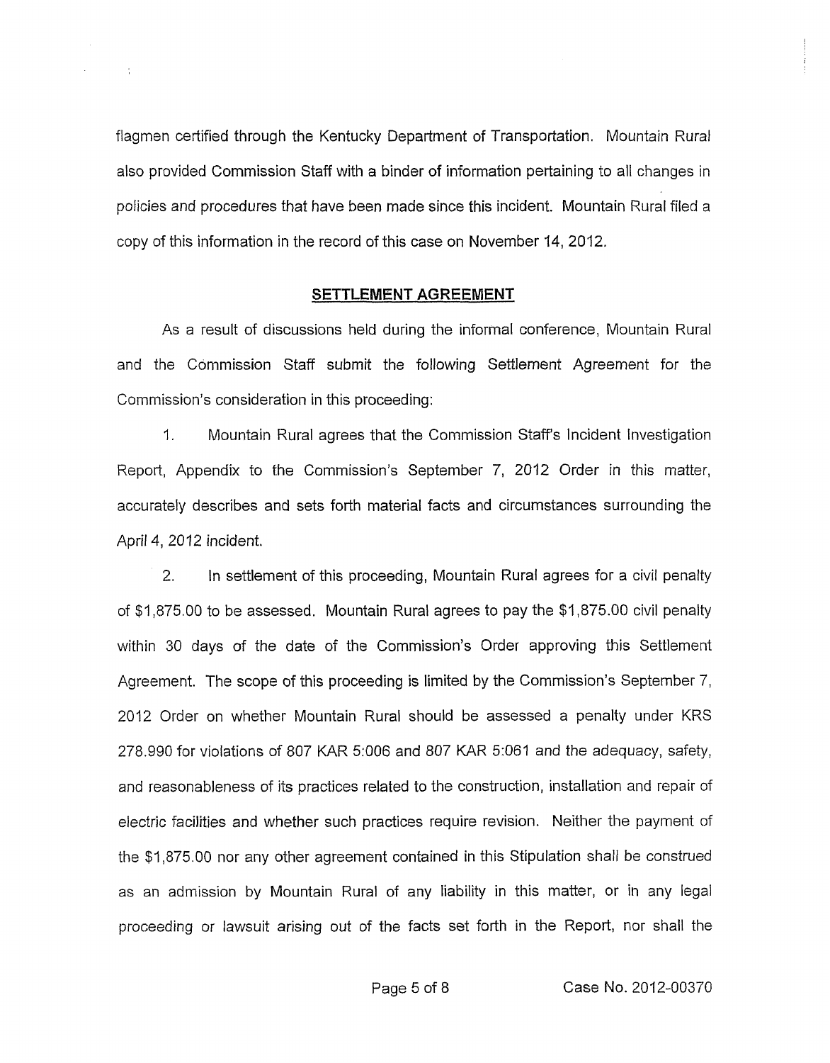flagmen certified through the Kentucky Department of Transportation. Mountain Rural also provided Commission Staff with a binder of information pertaining to all changes in policies and procedures that have been made since this incident. Mountain Rural filed a copy of this information in the record of this case on November 14, 2012.

## SETTLEMENT AGREEMENT

As a result of discussions held during the informal conference, Mountain Rural and the Commission Staff submit the following Settlement Agreement for the Commission's consideration in this proceeding:

1. Mountain Rural agrees that the Commission Staff's Incident Investigation Report, Appendix to the Commission's September 7, 2012 Order in this matter, accurately describes and sets forth material facts and circumstances surrounding the April 4, 2012 incident.

2. In settlement of this proceeding, Mountain Rural agrees for a civil penalty of $1,875.00 to be assessed. Mountain Rural agrees to pay the $1,875.00 civil penalty within 30 days of the date of the Commission's Order approving this Settlement Agreement. The scope of this proceeding is limited by the Commission's September 7, 2012 Order on whether Mountain Rural should be assessed a penalty under KRS 278.990 for violations of 807 KAR 5:006 and 807 KAR 5:061 and the adequacy, safety, and reasonableness of its practices related to the construction, installation and repair of electric facilities and whether such practices require revision. Neither the payment of the $1,875.00 nor any other agreement contained in this Stipulation shall be construed as an admission by Mountain Rural of any liability in this matter, or in any legal proceeding or lawsuit arising out of the facts set forth in the Report, nor shall the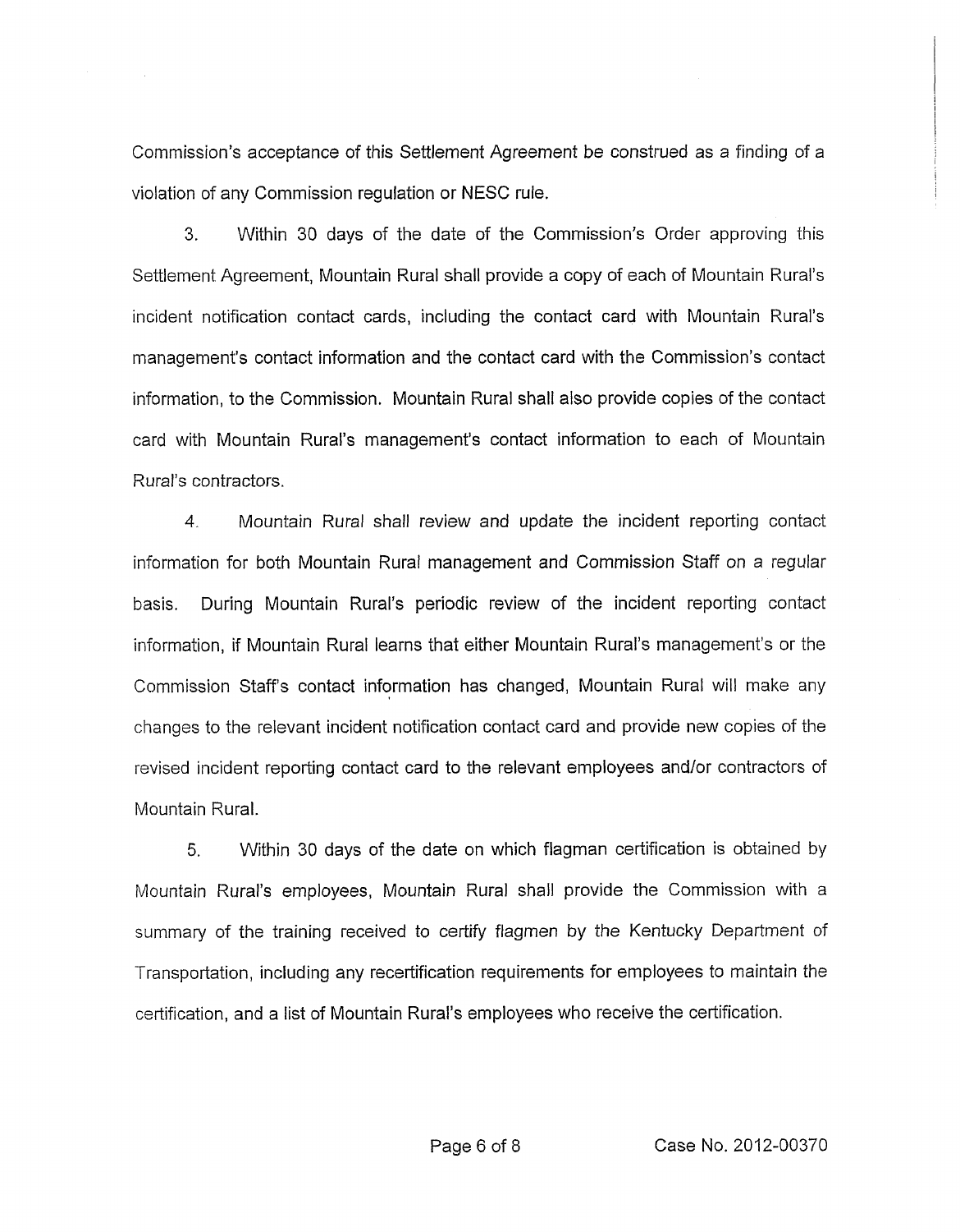Commission's acceptance of this Settlement Agreement be construed as a finding of a violation of any Commission regulation or NESC rule.

3. Within 30 days of the date of the Commission's Order approving this Settlement Agreement, Mountain Rural shall provide a copy of each of Mountain Rural's incident notification contact cards, including the contact card with Mountain Rural's management's contact information and the contact card with the Commission's contact information, to the Commission. Mountain Rural shall also provide copies of the contact card with Mountain Rural's management's contact information to each of Mountain Rural's contractors.

4. Mountain Rural shall review and update the incident reporting contact information for both Mountain Rural management and Commission Staff on a regular basis. During Mountain Rural's periodic review of the incident reporting contact information, if Mountain Rural learns that either Mountain Rural's management's or the Commission Staff's contact information has changed, Mountain Rural will make any changes to the relevant incident notification contact card and provide new copies of the revised incident reporting contact card to the relevant employees and/or contractors of Mountain Rural.

5. Within 30 days of the date on which flagman certification is obtained by Mountain Rural's employees, Mountain Rural shall provide the Commission with a summary of the training received to certify flagmen by the Kentucky Department of Transportation, including any recertification requirements for employees to maintain the certification, and a list of Mountain Rural's employees who receive the certification.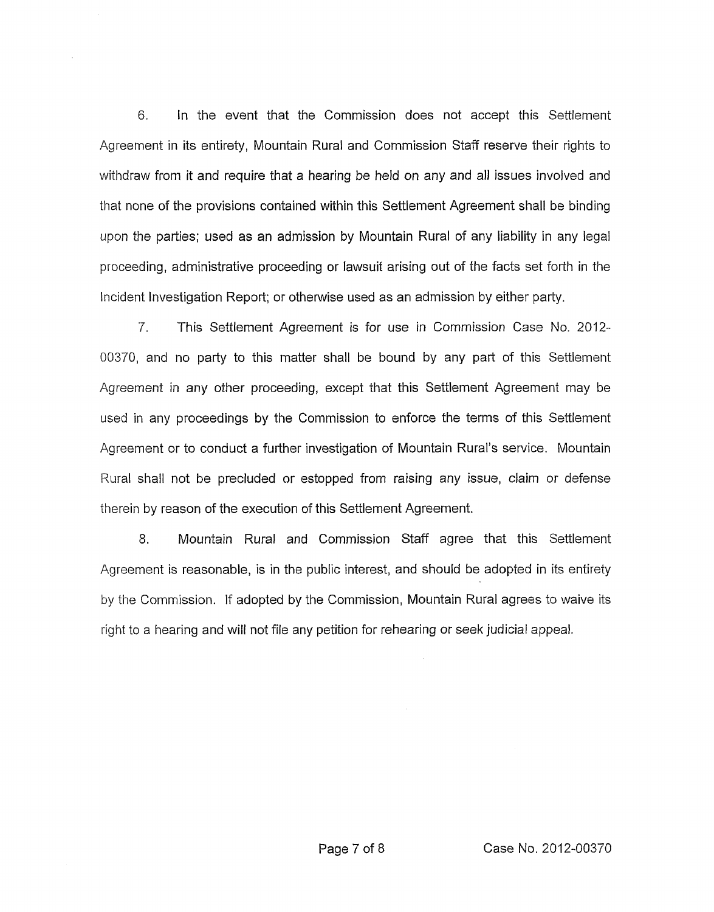6. In the event that the Commission does not accept this Settlement Agreement in its entirety, Mountain Rural and Commission Staff reserve their rights to withdraw from it and require that a hearing be held on any and all issues involved and that none of the provisions contained within this Settlement Agreement shall be binding upon the parties; used as an admission by Mountain Rural of any liability in any legal proceeding, administrative proceeding or lawsuit arising out of the facts set forth in the Incident Investigation Report; or otherwise used as an admission by either party.

7. This Settlement Agreement is for use in Commission Case No. 2012-00370, and no party to this matter shall be bound by any part of this Settlement Agreement in any other proceeding, except that this Settlement Agreement may be used in any proceedings by the Commission to enforce the terms of this Settlement Agreement or to conduct a further investigation of Mountain Rural's service. Mountain Rural shall not be precluded or estopped from raising any issue, claim or defense therein by reason of the execution of this Settlement Agreement.

8. Mountain Rural and Commission Staff agree that this Settlement Agreement is reasonable, is in the public interest, and should be adopted in its entirety by the Commission. If adopted by the Commission, Mountain Rural agrees to waive its right to a hearing and will not file any petition for rehearing or seek judicial appeal.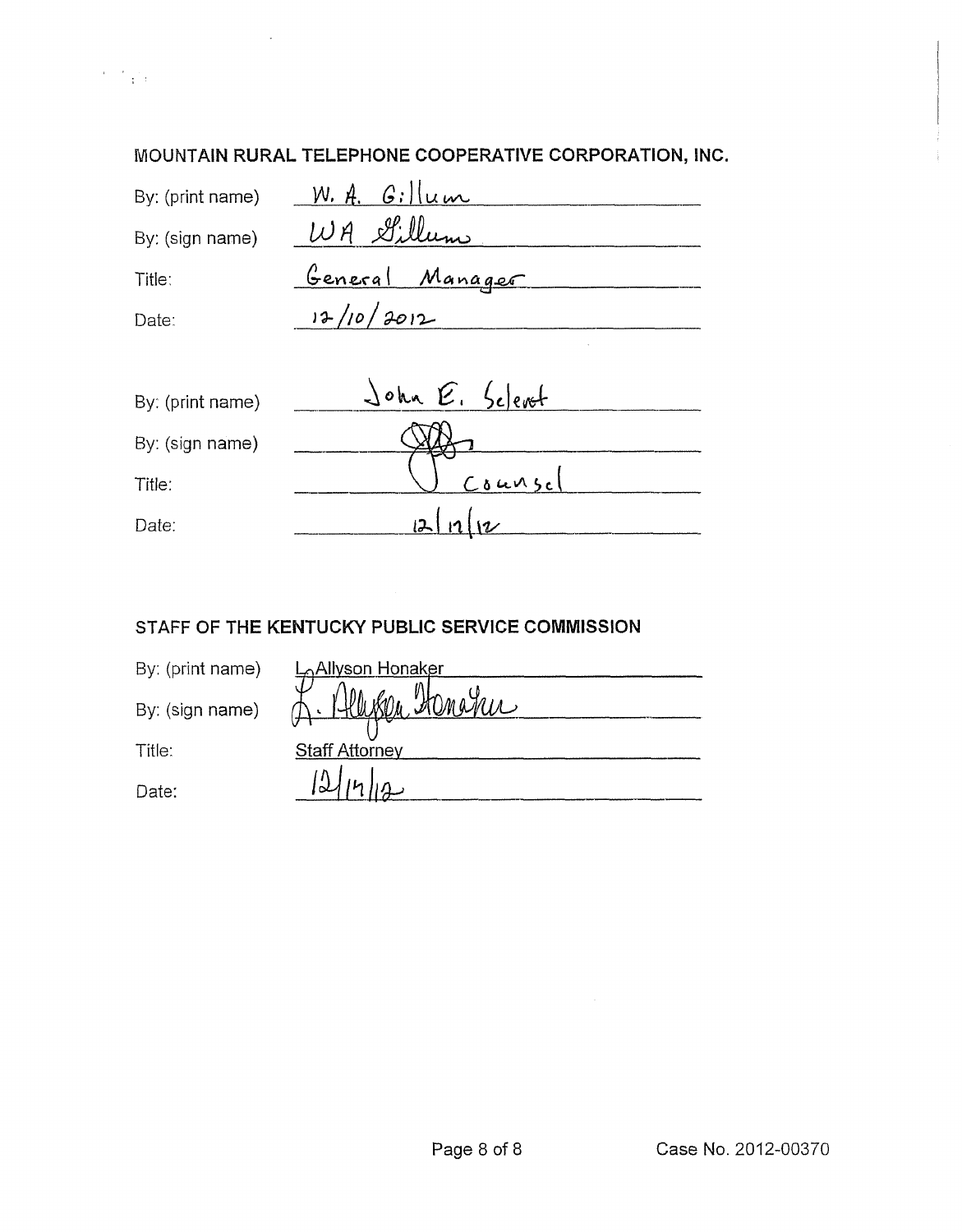**MOUNTAIN RURAL TELEPHONE COOPERATIVE CORPORATION, INC.**

By: (print name) W. A. Gillum

By: (sign name) WA Gillum

Title: General Manager

Date: 12/10/2012

By: (print name) John E. Selent

By: (sign name) [signature]

Title: Counsel

Date: 12/17/12

**STAFF OF THE KENTUCKY PUBLIC SERVICE COMMISSION**

By: (print name) L. Allyson Honaker

By: (sign name) L. Allyson Honaker

Title: Staff Attorney

Date: 12/14/12

Case No. 2012-00370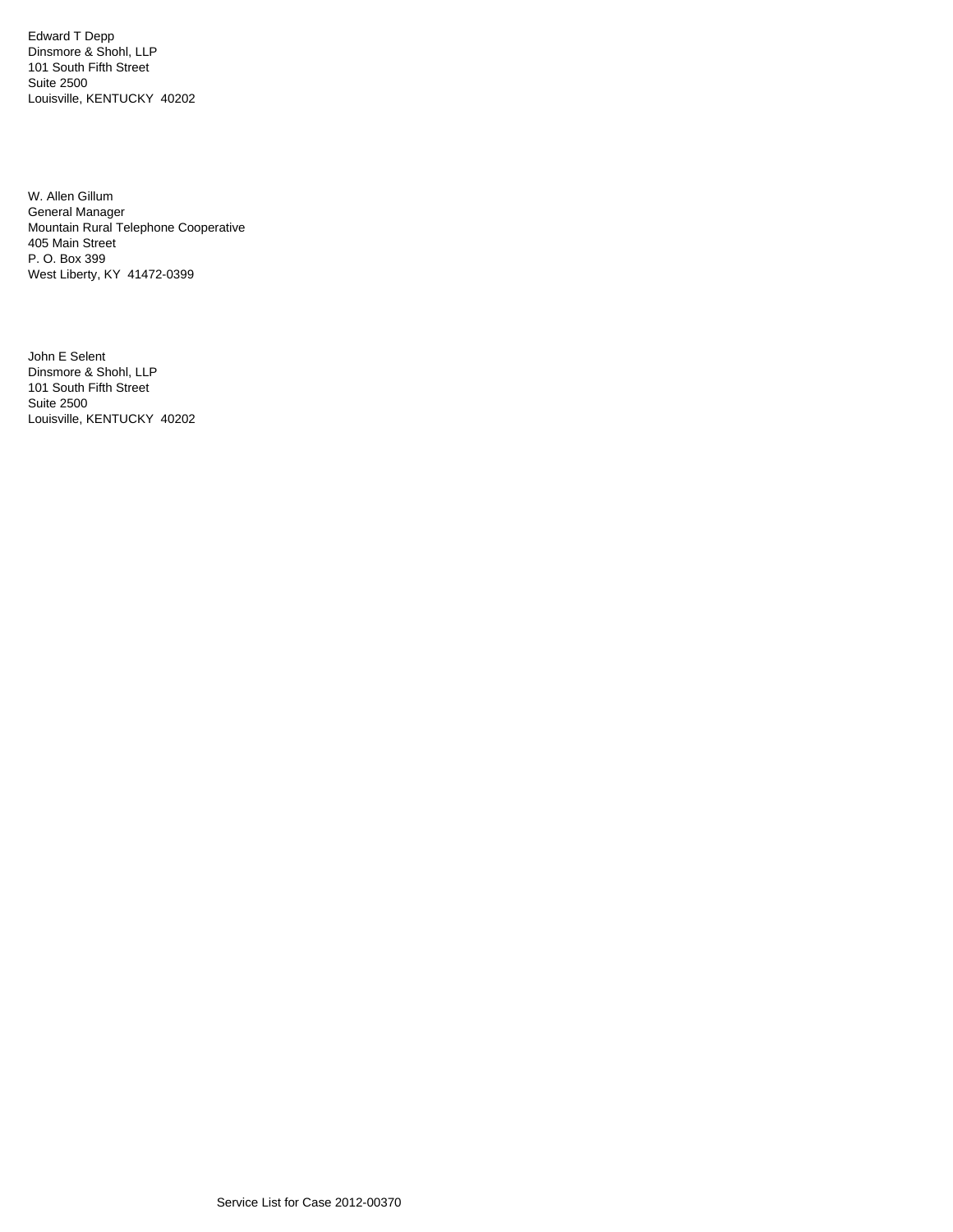Edward T Depp
Dinsmore & Shohl, LLP
101 South Fifth Street
Suite 2500
Louisville, KENTUCKY 40202

W. Allen Gillum
General Manager
Mountain Rural Telephone Cooperative
405 Main Street
P. O. Box 399
West Liberty, KY 41472-0399

John E Selent
Dinsmore & Shohl, LLP
101 South Fifth Street
Suite 2500
Louisville, KENTUCKY 40202

Service List for Case 2012-00370